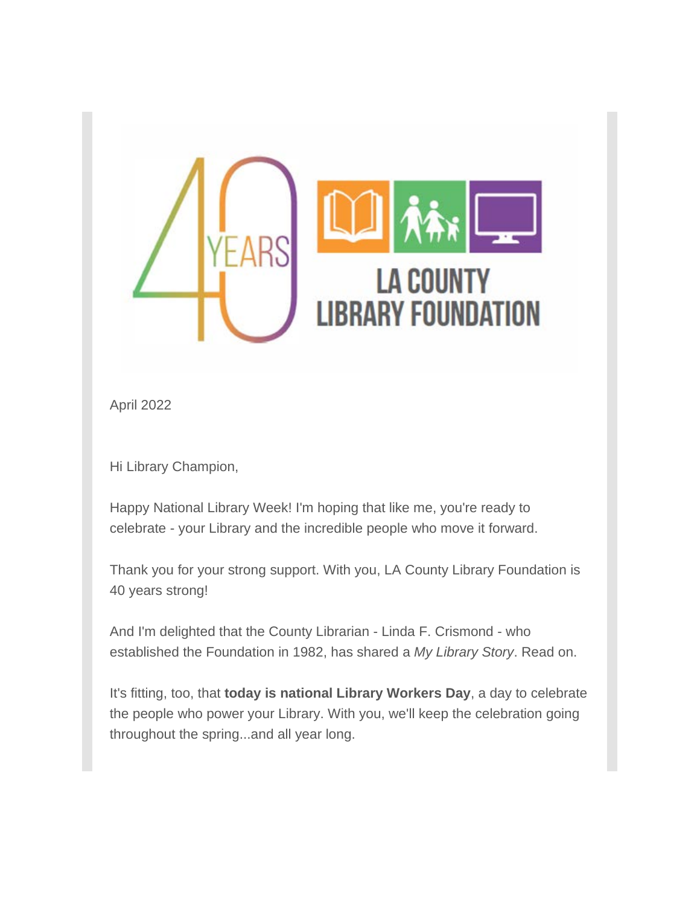40 YEARS

LA COUNTY LIBRARY FOUNDATION

April 2022

Hi Library Champion,

Happy National Library Week! I'm hoping that like me, you're ready to celebrate - your Library and the incredible people who move it forward.

Thank you for your strong support. With you, LA County Library Foundation is 40 years strong!

And I'm delighted that the County Librarian - Linda F. Crismond - who established the Foundation in 1982, has shared a *My Library Story*. Read on.

It's fitting, too, that **today is national Library Workers Day**, a day to celebrate the people who power your Library. With you, we'll keep the celebration going throughout the spring...and all year long.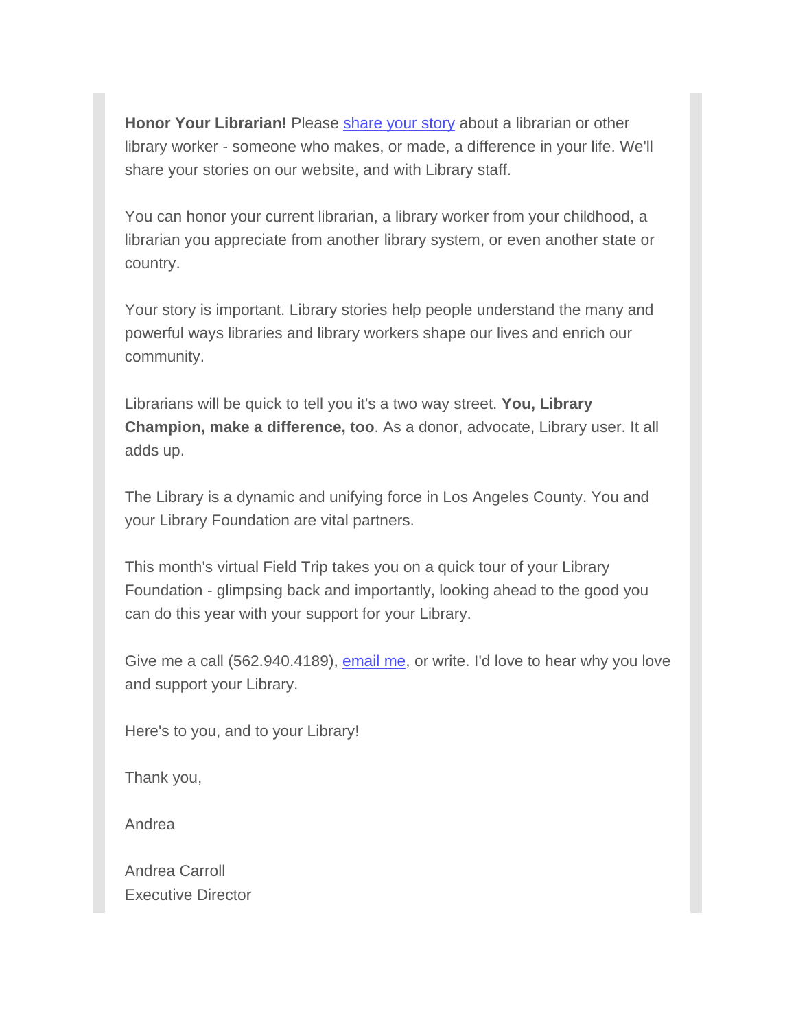**Honor Your Librarian!** Please share your story about a librarian or other library worker - someone who makes, or made, a difference in your life. We'll share your stories on our website, and with Library staff.

You can honor your current librarian, a library worker from your childhood, a librarian you appreciate from another library system, or even another state or country.

Your story is important. Library stories help people understand the many and powerful ways libraries and library workers shape our lives and enrich our community.

Librarians will be quick to tell you it's a two way street. **You, Library Champion, make a difference, too**. As a donor, advocate, Library user. It all adds up.

The Library is a dynamic and unifying force in Los Angeles County. You and your Library Foundation are vital partners.

This month's virtual Field Trip takes you on a quick tour of your Library Foundation - glimpsing back and importantly, looking ahead to the good you can do this year with your support for your Library.

Give me a call (562.940.4189), email me, or write. I'd love to hear why you love and support your Library.

Here's to you, and to your Library!

Thank you,

Andrea

Andrea Carroll
Executive Director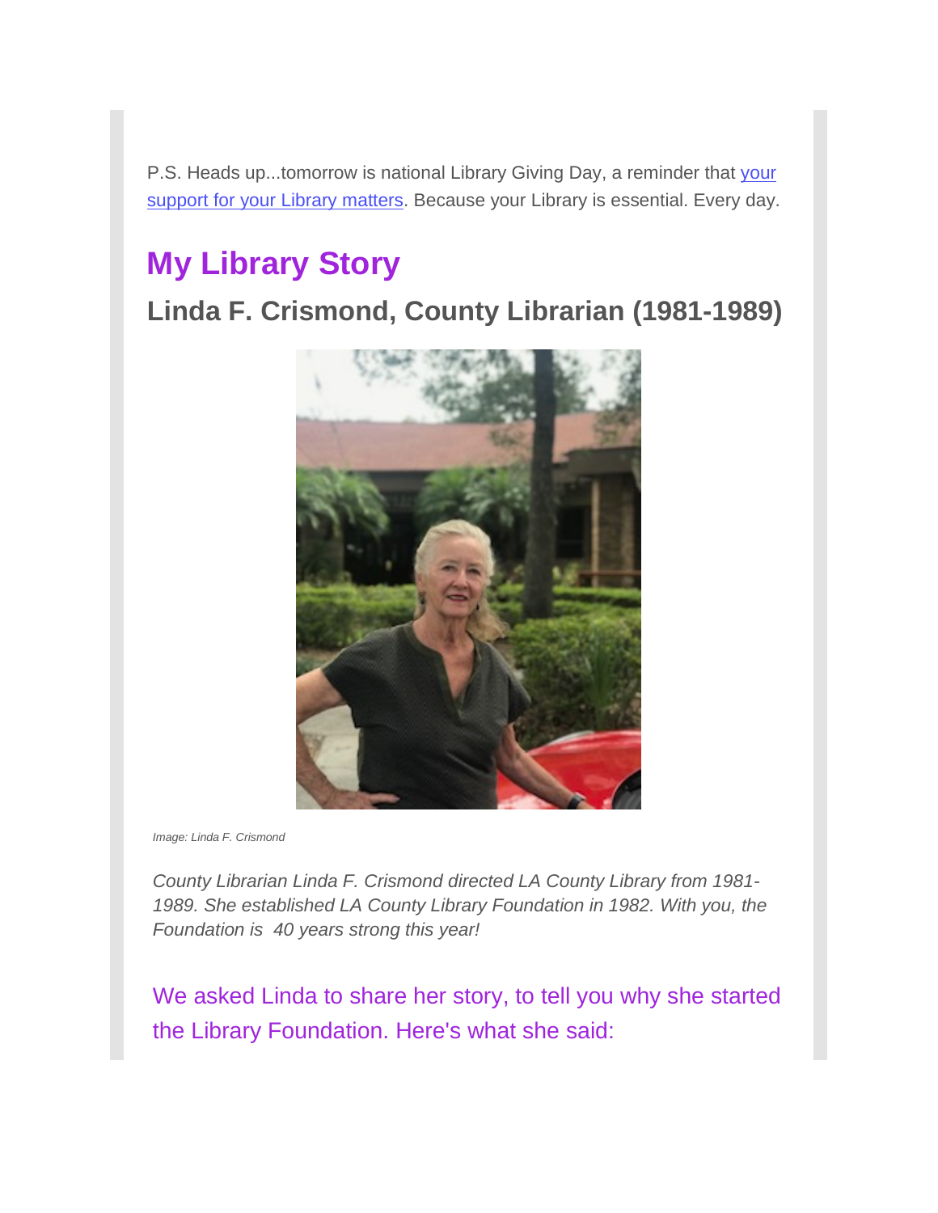P.S. Heads up...tomorrow is national Library Giving Day, a reminder that [your support for your Library matters](). Because your Library is essential. Every day.

# My Library Story

## Linda F. Crismond, County Librarian (1981-1989)

*Image: Linda F. Crismond*

*County Librarian Linda F. Crismond directed LA County Library from 1981-1989. She established LA County Library Foundation in 1982. With you, the Foundation is 40 years strong this year!*

We asked Linda to share her story, to tell you why she started the Library Foundation. Here's what she said: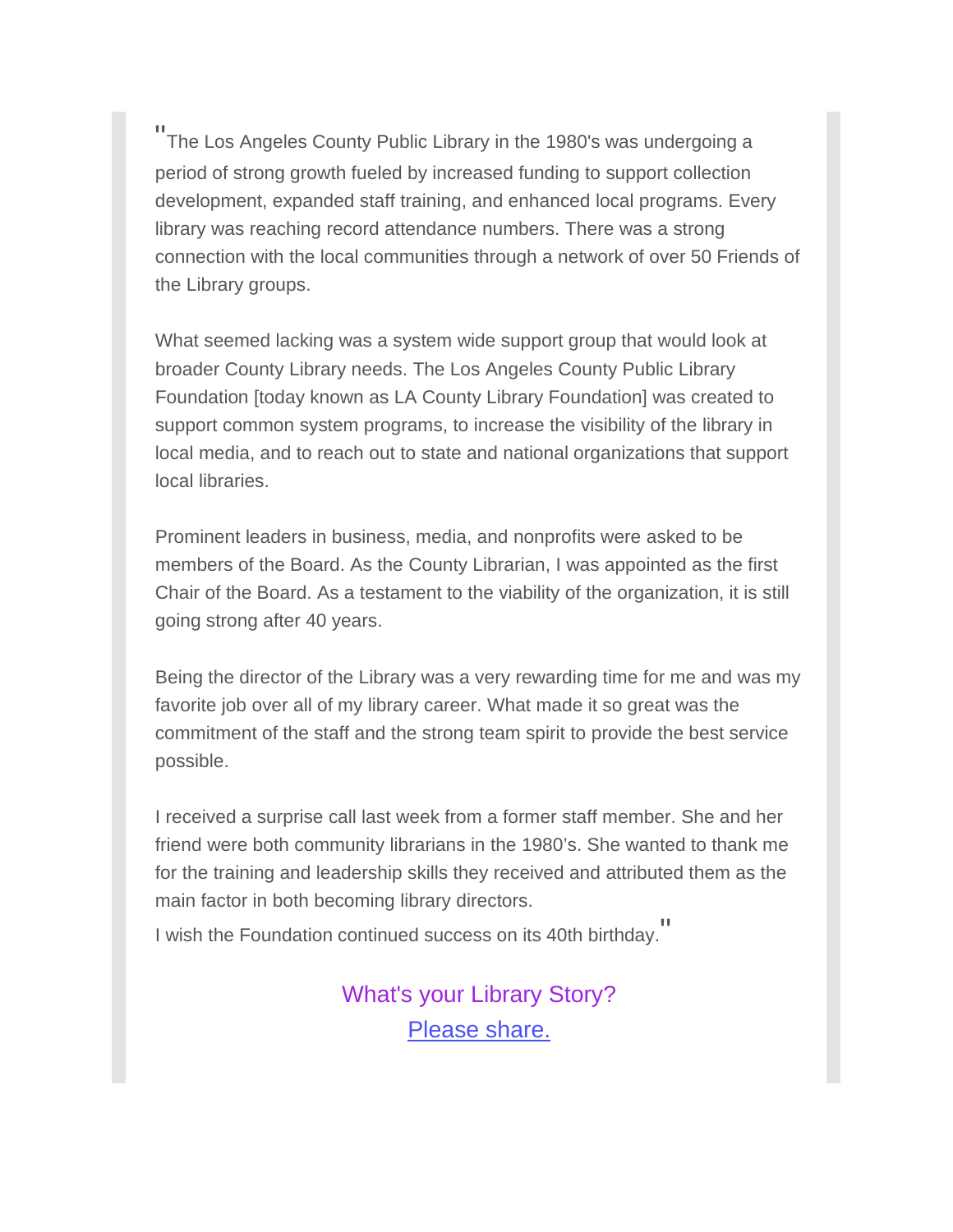"The Los Angeles County Public Library in the 1980's was undergoing a period of strong growth fueled by increased funding to support collection development, expanded staff training, and enhanced local programs. Every library was reaching record attendance numbers. There was a strong connection with the local communities through a network of over 50 Friends of the Library groups.

What seemed lacking was a system wide support group that would look at broader County Library needs. The Los Angeles County Public Library Foundation [today known as LA County Library Foundation] was created to support common system programs, to increase the visibility of the library in local media, and to reach out to state and national organizations that support local libraries.

Prominent leaders in business, media, and nonprofits were asked to be members of the Board. As the County Librarian, I was appointed as the first Chair of the Board. As a testament to the viability of the organization, it is still going strong after 40 years.

Being the director of the Library was a very rewarding time for me and was my favorite job over all of my library career. What made it so great was the commitment of the staff and the strong team spirit to provide the best service possible.

I received a surprise call last week from a former staff member. She and her friend were both community librarians in the 1980's. She wanted to thank me for the training and leadership skills they received and attributed them as the main factor in both becoming library directors.
I wish the Foundation continued success on its 40th birthday."

What's your Library Story?
Please share.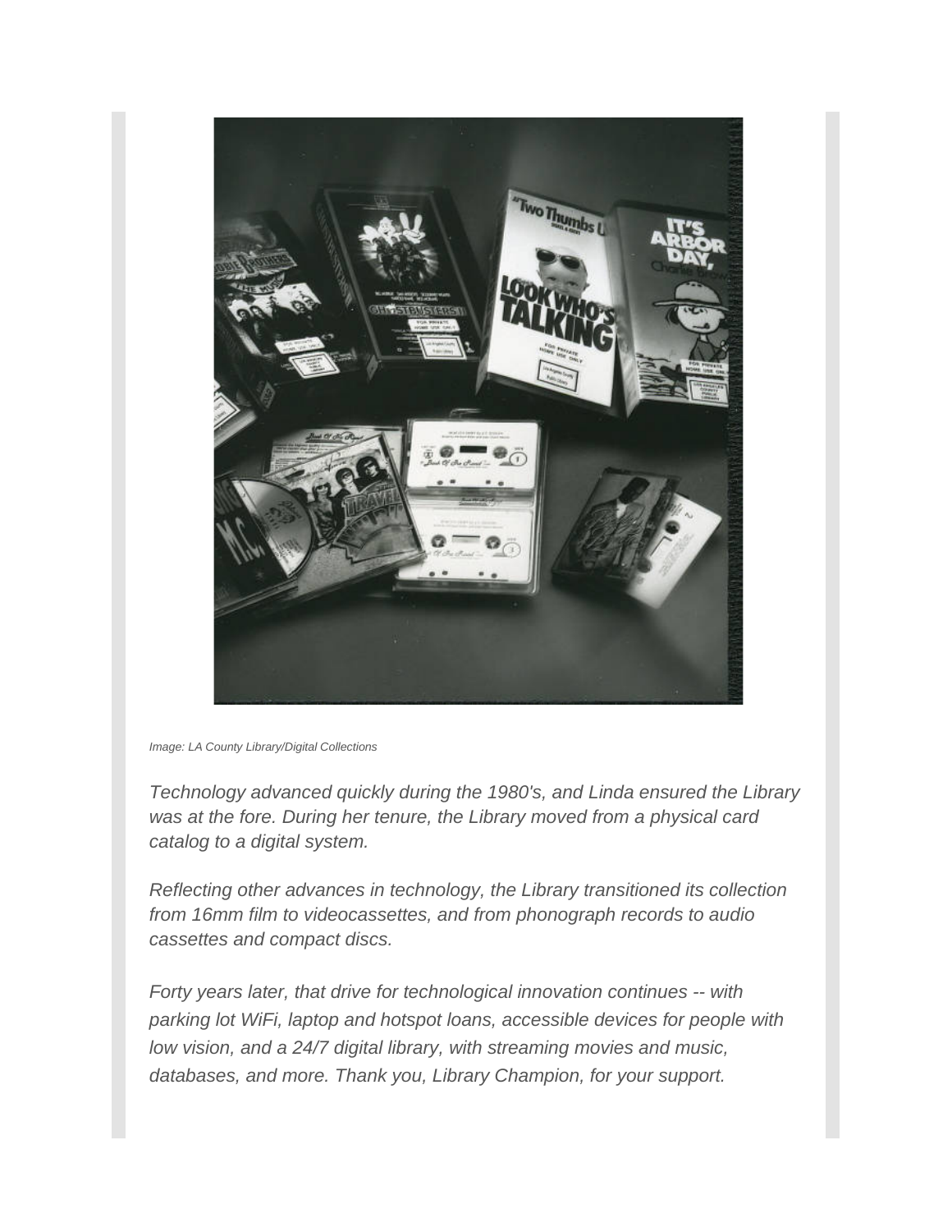*Image: LA County Library/Digital Collections*

*Technology advanced quickly during the 1980's, and Linda ensured the Library was at the fore. During her tenure, the Library moved from a physical card catalog to a digital system.*

*Reflecting other advances in technology, the Library transitioned its collection from 16mm film to videocassettes, and from phonograph records to audio cassettes and compact discs.*

*Forty years later, that drive for technological innovation continues -- with parking lot WiFi, laptop and hotspot loans, accessible devices for people with low vision, and a 24/7 digital library, with streaming movies and music, databases, and more. Thank you, Library Champion, for your support.*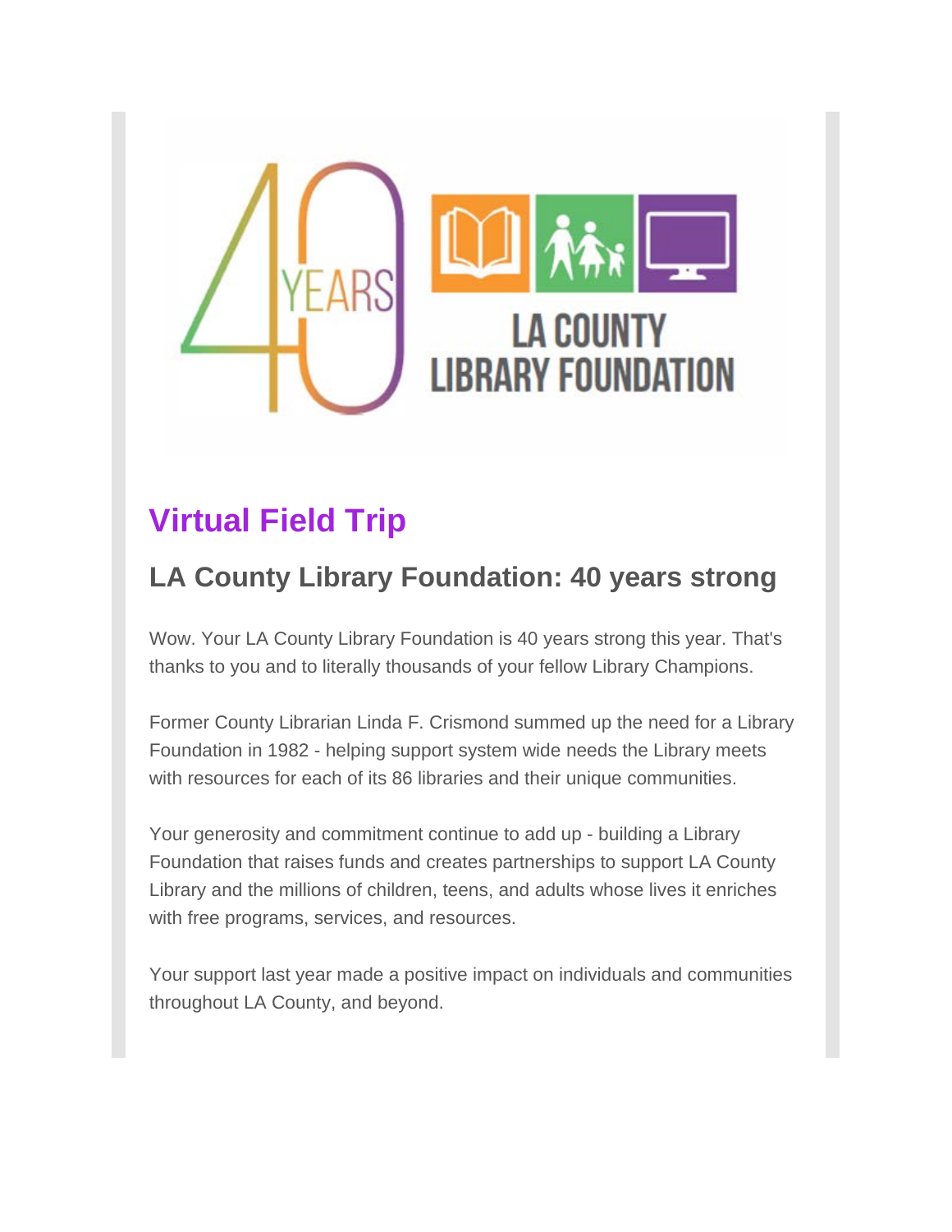## Virtual Field Trip

### LA County Library Foundation: 40 years strong

Wow. Your LA County Library Foundation is 40 years strong this year. That's thanks to you and to literally thousands of your fellow Library Champions.

Former County Librarian Linda F. Crismond summed up the need for a Library Foundation in 1982 - helping support system wide needs the Library meets with resources for each of its 86 libraries and their unique communities.

Your generosity and commitment continue to add up - building a Library Foundation that raises funds and creates partnerships to support LA County Library and the millions of children, teens, and adults whose lives it enriches with free programs, services, and resources.

Your support last year made a positive impact on individuals and communities throughout LA County, and beyond.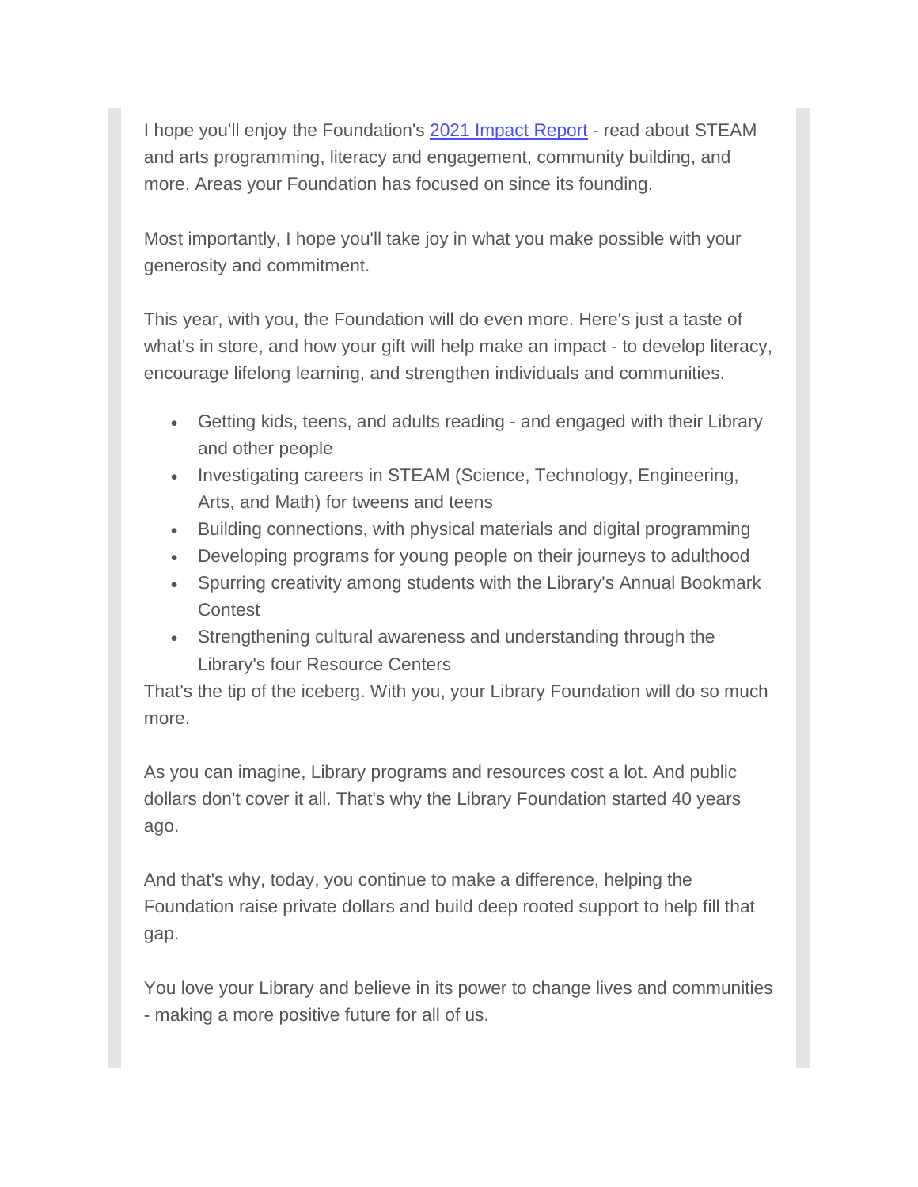I hope you'll enjoy the Foundation's [2021 Impact Report](#) - read about STEAM and arts programming, literacy and engagement, community building, and more. Areas your Foundation has focused on since its founding.

Most importantly, I hope you'll take joy in what you make possible with your generosity and commitment.

This year, with you, the Foundation will do even more. Here's just a taste of what's in store, and how your gift will help make an impact - to develop literacy, encourage lifelong learning, and strengthen individuals and communities.

- Getting kids, teens, and adults reading - and engaged with their Library and other people
- Investigating careers in STEAM (Science, Technology, Engineering, Arts, and Math) for tweens and teens
- Building connections, with physical materials and digital programming
- Developing programs for young people on their journeys to adulthood
- Spurring creativity among students with the Library's Annual Bookmark Contest
- Strengthening cultural awareness and understanding through the Library's four Resource Centers

That's the tip of the iceberg. With you, your Library Foundation will do so much more.

As you can imagine, Library programs and resources cost a lot. And public dollars don't cover it all. That's why the Library Foundation started 40 years ago.

And that's why, today, you continue to make a difference, helping the Foundation raise private dollars and build deep rooted support to help fill that gap.

You love your Library and believe in its power to change lives and communities - making a more positive future for all of us.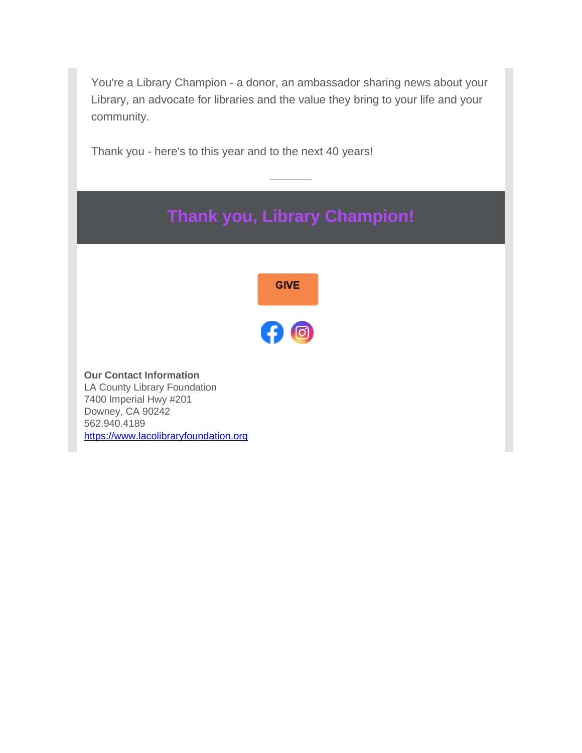You're a Library Champion - a donor, an ambassador sharing news about your Library, an advocate for libraries and the value they bring to your life and your community.

Thank you - here's to this year and to the next 40 years!

---

## Thank you, Library Champion!

GIVE

**Our Contact Information**
LA County Library Foundation
7400 Imperial Hwy #201
Downey, CA 90242
562.940.4189
https://www.lacolibraryfoundation.org